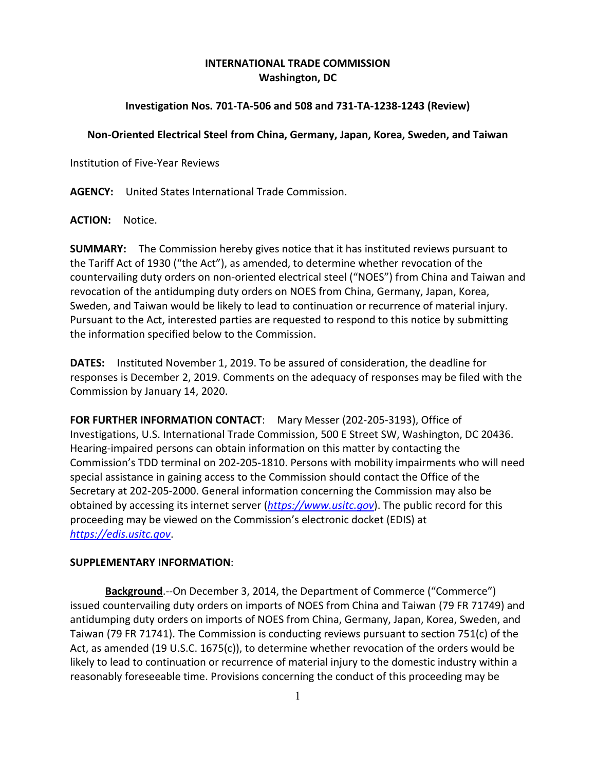**INTERNATIONAL TRADE COMMISSION**
**Washington, DC**

**Investigation Nos. 701-TA-506 and 508 and 731-TA-1238-1243 (Review)**

**Non-Oriented Electrical Steel from China, Germany, Japan, Korea, Sweden, and Taiwan**

Institution of Five-Year Reviews

**AGENCY:** United States International Trade Commission.

**ACTION:** Notice.

**SUMMARY:** The Commission hereby gives notice that it has instituted reviews pursuant to the Tariff Act of 1930 ("the Act"), as amended, to determine whether revocation of the countervailing duty orders on non-oriented electrical steel ("NOES") from China and Taiwan and revocation of the antidumping duty orders on NOES from China, Germany, Japan, Korea, Sweden, and Taiwan would be likely to lead to continuation or recurrence of material injury. Pursuant to the Act, interested parties are requested to respond to this notice by submitting the information specified below to the Commission.

**DATES:** Instituted November 1, 2019. To be assured of consideration, the deadline for responses is December 2, 2019. Comments on the adequacy of responses may be filed with the Commission by January 14, 2020.

**FOR FURTHER INFORMATION CONTACT**: Mary Messer (202-205-3193), Office of Investigations, U.S. International Trade Commission, 500 E Street SW, Washington, DC 20436. Hearing-impaired persons can obtain information on this matter by contacting the Commission's TDD terminal on 202-205-1810. Persons with mobility impairments who will need special assistance in gaining access to the Commission should contact the Office of the Secretary at 202-205-2000. General information concerning the Commission may also be obtained by accessing its internet server (*https://www.usitc.gov*). The public record for this proceeding may be viewed on the Commission's electronic docket (EDIS) at *https://edis.usitc.gov*.

**SUPPLEMENTARY INFORMATION**:

**Background**.--On December 3, 2014, the Department of Commerce ("Commerce") issued countervailing duty orders on imports of NOES from China and Taiwan (79 FR 71749) and antidumping duty orders on imports of NOES from China, Germany, Japan, Korea, Sweden, and Taiwan (79 FR 71741). The Commission is conducting reviews pursuant to section 751(c) of the Act, as amended (19 U.S.C. 1675(c)), to determine whether revocation of the orders would be likely to lead to continuation or recurrence of material injury to the domestic industry within a reasonably foreseeable time. Provisions concerning the conduct of this proceeding may be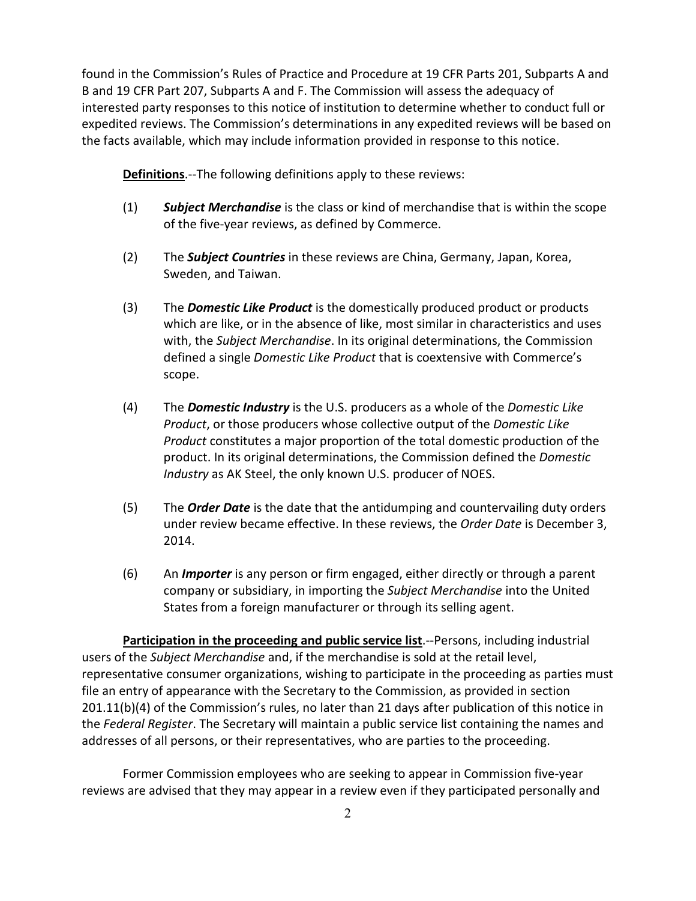found in the Commission's Rules of Practice and Procedure at 19 CFR Parts 201, Subparts A and B and 19 CFR Part 207, Subparts A and F. The Commission will assess the adequacy of interested party responses to this notice of institution to determine whether to conduct full or expedited reviews. The Commission's determinations in any expedited reviews will be based on the facts available, which may include information provided in response to this notice.

**Definitions**.--The following definitions apply to these reviews:

(1) ***Subject Merchandise*** is the class or kind of merchandise that is within the scope of the five-year reviews, as defined by Commerce.

(2) The ***Subject Countries*** in these reviews are China, Germany, Japan, Korea, Sweden, and Taiwan.

(3) The ***Domestic Like Product*** is the domestically produced product or products which are like, or in the absence of like, most similar in characteristics and uses with, the *Subject Merchandise*. In its original determinations, the Commission defined a single *Domestic Like Product* that is coextensive with Commerce's scope.

(4) The ***Domestic Industry*** is the U.S. producers as a whole of the *Domestic Like Product*, or those producers whose collective output of the *Domestic Like Product* constitutes a major proportion of the total domestic production of the product. In its original determinations, the Commission defined the *Domestic Industry* as AK Steel, the only known U.S. producer of NOES.

(5) The ***Order Date*** is the date that the antidumping and countervailing duty orders under review became effective. In these reviews, the *Order Date* is December 3, 2014.

(6) An ***Importer*** is any person or firm engaged, either directly or through a parent company or subsidiary, in importing the *Subject Merchandise* into the United States from a foreign manufacturer or through its selling agent.

**Participation in the proceeding and public service list**.--Persons, including industrial users of the *Subject Merchandise* and, if the merchandise is sold at the retail level, representative consumer organizations, wishing to participate in the proceeding as parties must file an entry of appearance with the Secretary to the Commission, as provided in section 201.11(b)(4) of the Commission's rules, no later than 21 days after publication of this notice in the *Federal Register*. The Secretary will maintain a public service list containing the names and addresses of all persons, or their representatives, who are parties to the proceeding.

Former Commission employees who are seeking to appear in Commission five-year reviews are advised that they may appear in a review even if they participated personally and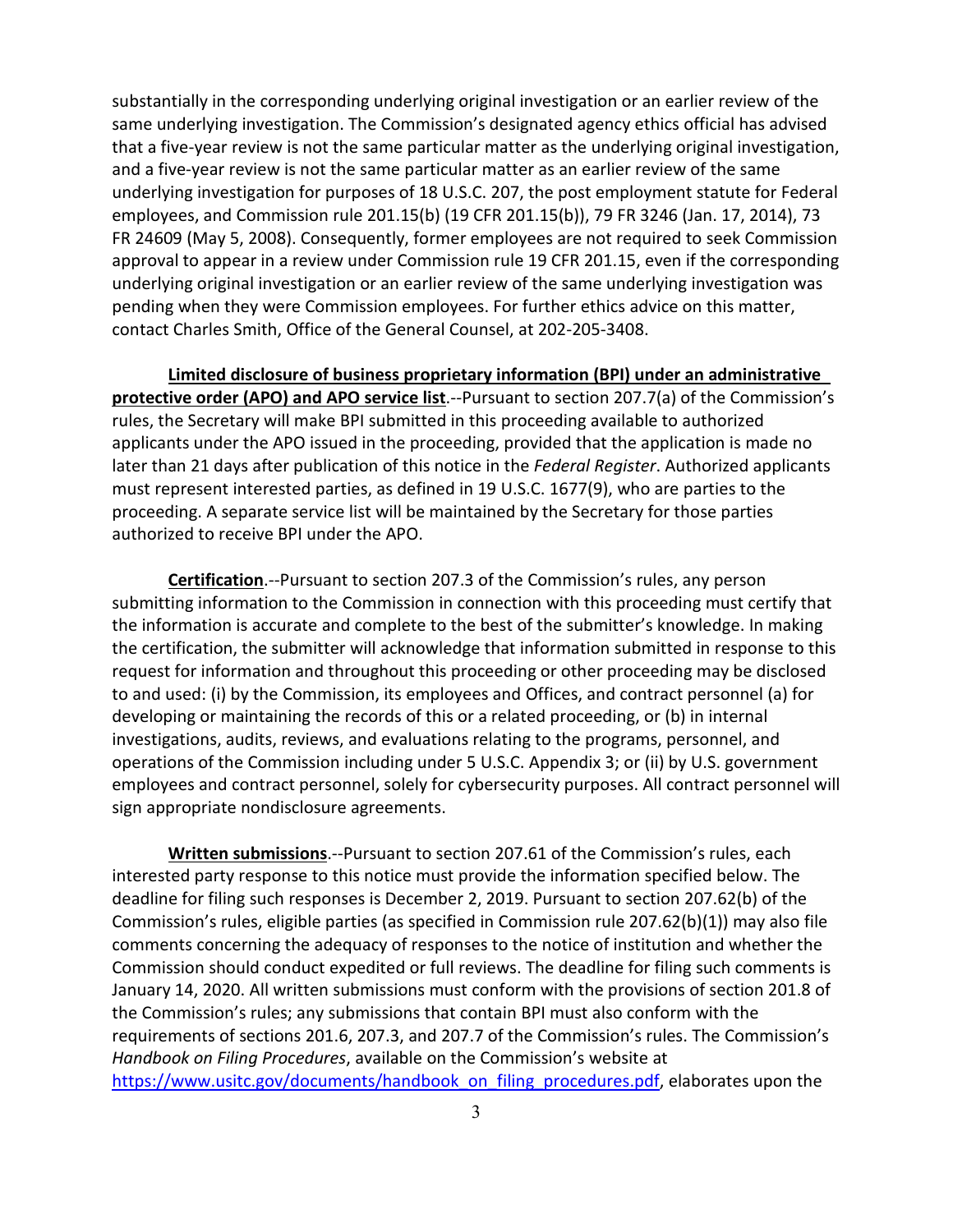substantially in the corresponding underlying original investigation or an earlier review of the same underlying investigation. The Commission's designated agency ethics official has advised that a five-year review is not the same particular matter as the underlying original investigation, and a five-year review is not the same particular matter as an earlier review of the same underlying investigation for purposes of 18 U.S.C. 207, the post employment statute for Federal employees, and Commission rule 201.15(b) (19 CFR 201.15(b)), 79 FR 3246 (Jan. 17, 2014), 73 FR 24609 (May 5, 2008). Consequently, former employees are not required to seek Commission approval to appear in a review under Commission rule 19 CFR 201.15, even if the corresponding underlying original investigation or an earlier review of the same underlying investigation was pending when they were Commission employees. For further ethics advice on this matter, contact Charles Smith, Office of the General Counsel, at 202-205-3408.

**Limited disclosure of business proprietary information (BPI) under an administrative protective order (APO) and APO service list**.--Pursuant to section 207.7(a) of the Commission's rules, the Secretary will make BPI submitted in this proceeding available to authorized applicants under the APO issued in the proceeding, provided that the application is made no later than 21 days after publication of this notice in the *Federal Register*. Authorized applicants must represent interested parties, as defined in 19 U.S.C. 1677(9), who are parties to the proceeding. A separate service list will be maintained by the Secretary for those parties authorized to receive BPI under the APO.

**Certification**.--Pursuant to section 207.3 of the Commission's rules, any person submitting information to the Commission in connection with this proceeding must certify that the information is accurate and complete to the best of the submitter's knowledge. In making the certification, the submitter will acknowledge that information submitted in response to this request for information and throughout this proceeding or other proceeding may be disclosed to and used: (i) by the Commission, its employees and Offices, and contract personnel (a) for developing or maintaining the records of this or a related proceeding, or (b) in internal investigations, audits, reviews, and evaluations relating to the programs, personnel, and operations of the Commission including under 5 U.S.C. Appendix 3; or (ii) by U.S. government employees and contract personnel, solely for cybersecurity purposes. All contract personnel will sign appropriate nondisclosure agreements.

**Written submissions**.--Pursuant to section 207.61 of the Commission's rules, each interested party response to this notice must provide the information specified below. The deadline for filing such responses is December 2, 2019. Pursuant to section 207.62(b) of the Commission's rules, eligible parties (as specified in Commission rule 207.62(b)(1)) may also file comments concerning the adequacy of responses to the notice of institution and whether the Commission should conduct expedited or full reviews. The deadline for filing such comments is January 14, 2020. All written submissions must conform with the provisions of section 201.8 of the Commission's rules; any submissions that contain BPI must also conform with the requirements of sections 201.6, 207.3, and 207.7 of the Commission's rules. The Commission's *Handbook on Filing Procedures*, available on the Commission's website at https://www.usitc.gov/documents/handbook_on_filing_procedures.pdf, elaborates upon the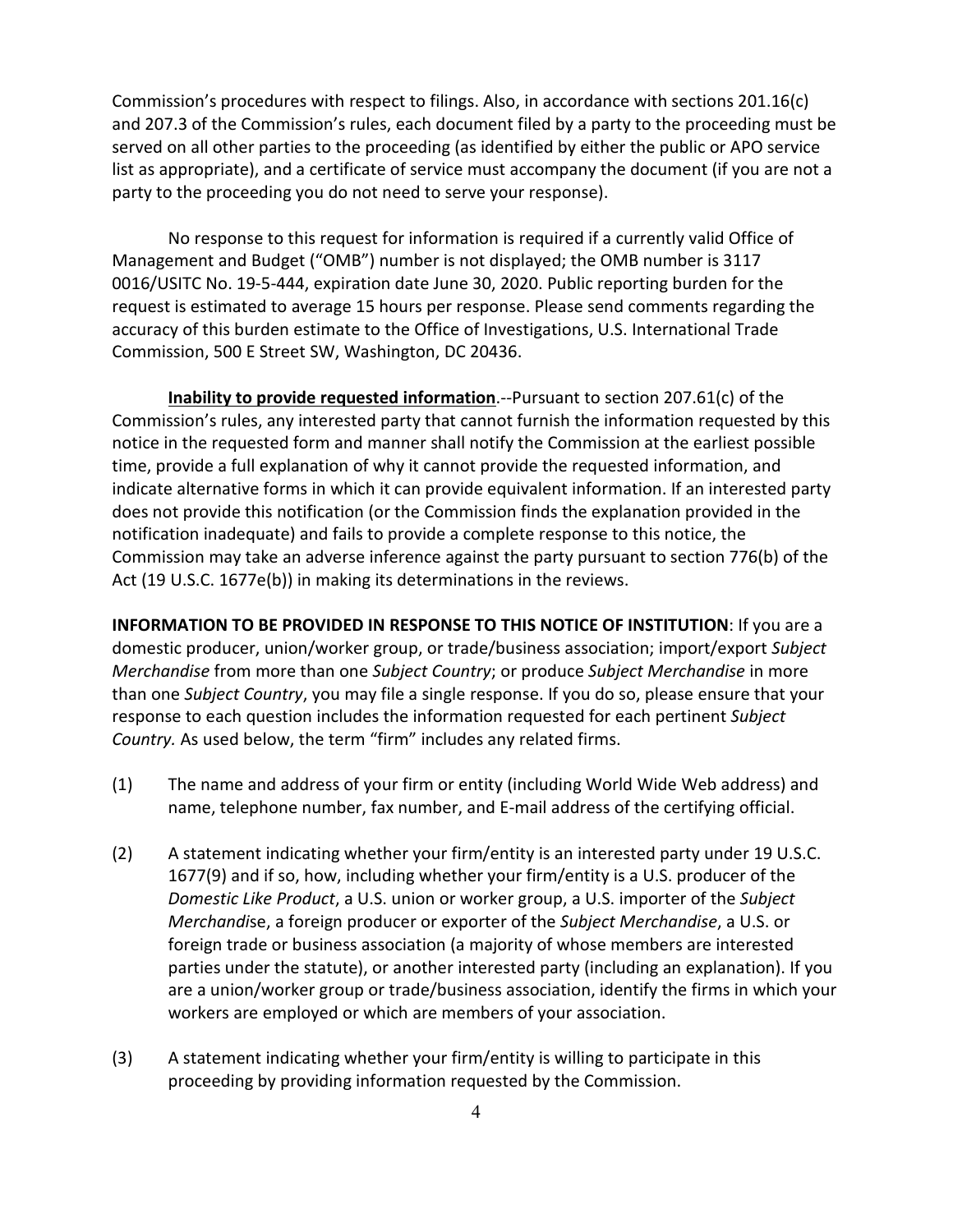Commission's procedures with respect to filings. Also, in accordance with sections 201.16(c) and 207.3 of the Commission's rules, each document filed by a party to the proceeding must be served on all other parties to the proceeding (as identified by either the public or APO service list as appropriate), and a certificate of service must accompany the document (if you are not a party to the proceeding you do not need to serve your response).

No response to this request for information is required if a currently valid Office of Management and Budget ("OMB") number is not displayed; the OMB number is 3117 0016/USITC No. 19-5-444, expiration date June 30, 2020. Public reporting burden for the request is estimated to average 15 hours per response. Please send comments regarding the accuracy of this burden estimate to the Office of Investigations, U.S. International Trade Commission, 500 E Street SW, Washington, DC 20436.

**Inability to provide requested information**.--Pursuant to section 207.61(c) of the Commission's rules, any interested party that cannot furnish the information requested by this notice in the requested form and manner shall notify the Commission at the earliest possible time, provide a full explanation of why it cannot provide the requested information, and indicate alternative forms in which it can provide equivalent information. If an interested party does not provide this notification (or the Commission finds the explanation provided in the notification inadequate) and fails to provide a complete response to this notice, the Commission may take an adverse inference against the party pursuant to section 776(b) of the Act (19 U.S.C. 1677e(b)) in making its determinations in the reviews.

**INFORMATION TO BE PROVIDED IN RESPONSE TO THIS NOTICE OF INSTITUTION**: If you are a domestic producer, union/worker group, or trade/business association; import/export *Subject Merchandise* from more than one *Subject Country*; or produce *Subject Merchandise* in more than one *Subject Country*, you may file a single response. If you do so, please ensure that your response to each question includes the information requested for each pertinent *Subject Country.* As used below, the term "firm" includes any related firms.

(1) The name and address of your firm or entity (including World Wide Web address) and name, telephone number, fax number, and E-mail address of the certifying official.

(2) A statement indicating whether your firm/entity is an interested party under 19 U.S.C. 1677(9) and if so, how, including whether your firm/entity is a U.S. producer of the *Domestic Like Product*, a U.S. union or worker group, a U.S. importer of the *Subject Merchandise*, a foreign producer or exporter of the *Subject Merchandise*, a U.S. or foreign trade or business association (a majority of whose members are interested parties under the statute), or another interested party (including an explanation). If you are a union/worker group or trade/business association, identify the firms in which your workers are employed or which are members of your association.

(3) A statement indicating whether your firm/entity is willing to participate in this proceeding by providing information requested by the Commission.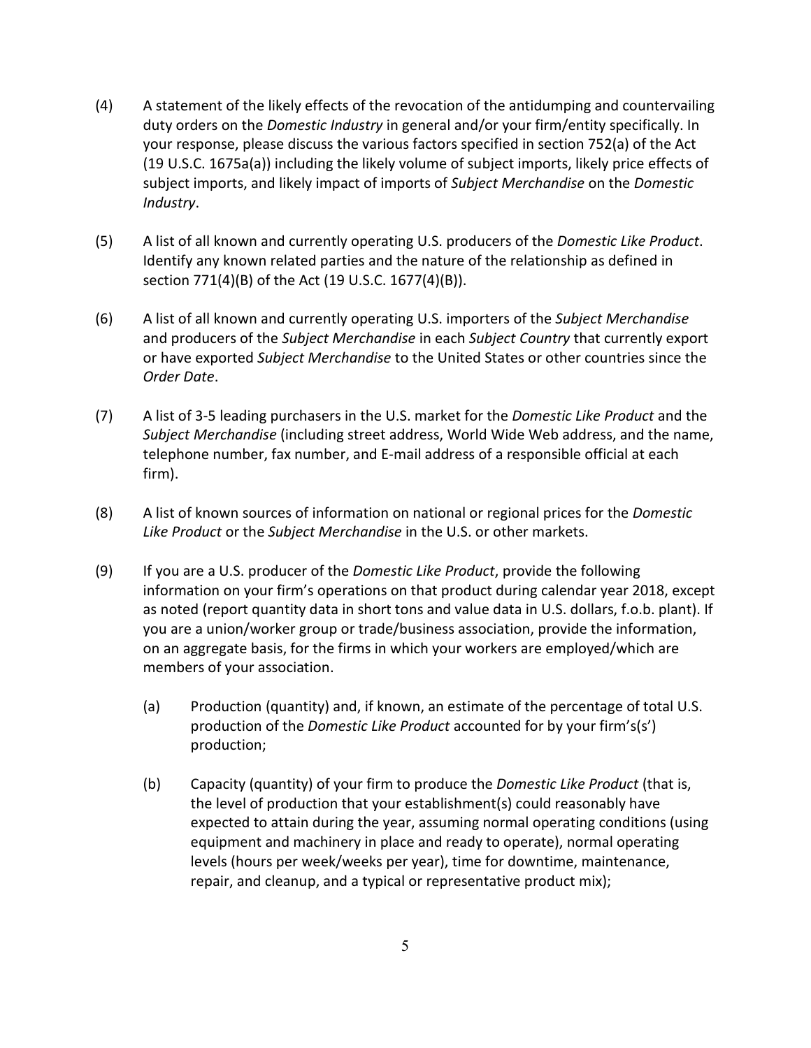(4) A statement of the likely effects of the revocation of the antidumping and countervailing duty orders on the *Domestic Industry* in general and/or your firm/entity specifically. In your response, please discuss the various factors specified in section 752(a) of the Act (19 U.S.C. 1675a(a)) including the likely volume of subject imports, likely price effects of subject imports, and likely impact of imports of *Subject Merchandise* on the *Domestic Industry*.

(5) A list of all known and currently operating U.S. producers of the *Domestic Like Product*. Identify any known related parties and the nature of the relationship as defined in section 771(4)(B) of the Act (19 U.S.C. 1677(4)(B)).

(6) A list of all known and currently operating U.S. importers of the *Subject Merchandise* and producers of the *Subject Merchandise* in each *Subject Country* that currently export or have exported *Subject Merchandise* to the United States or other countries since the *Order Date*.

(7) A list of 3-5 leading purchasers in the U.S. market for the *Domestic Like Product* and the *Subject Merchandise* (including street address, World Wide Web address, and the name, telephone number, fax number, and E-mail address of a responsible official at each firm).

(8) A list of known sources of information on national or regional prices for the *Domestic Like Product* or the *Subject Merchandise* in the U.S. or other markets.

(9) If you are a U.S. producer of the *Domestic Like Product*, provide the following information on your firm's operations on that product during calendar year 2018, except as noted (report quantity data in short tons and value data in U.S. dollars, f.o.b. plant). If you are a union/worker group or trade/business association, provide the information, on an aggregate basis, for the firms in which your workers are employed/which are members of your association.

   (a) Production (quantity) and, if known, an estimate of the percentage of total U.S. production of the *Domestic Like Product* accounted for by your firm's(s') production;

   (b) Capacity (quantity) of your firm to produce the *Domestic Like Product* (that is, the level of production that your establishment(s) could reasonably have expected to attain during the year, assuming normal operating conditions (using equipment and machinery in place and ready to operate), normal operating levels (hours per week/weeks per year), time for downtime, maintenance, repair, and cleanup, and a typical or representative product mix);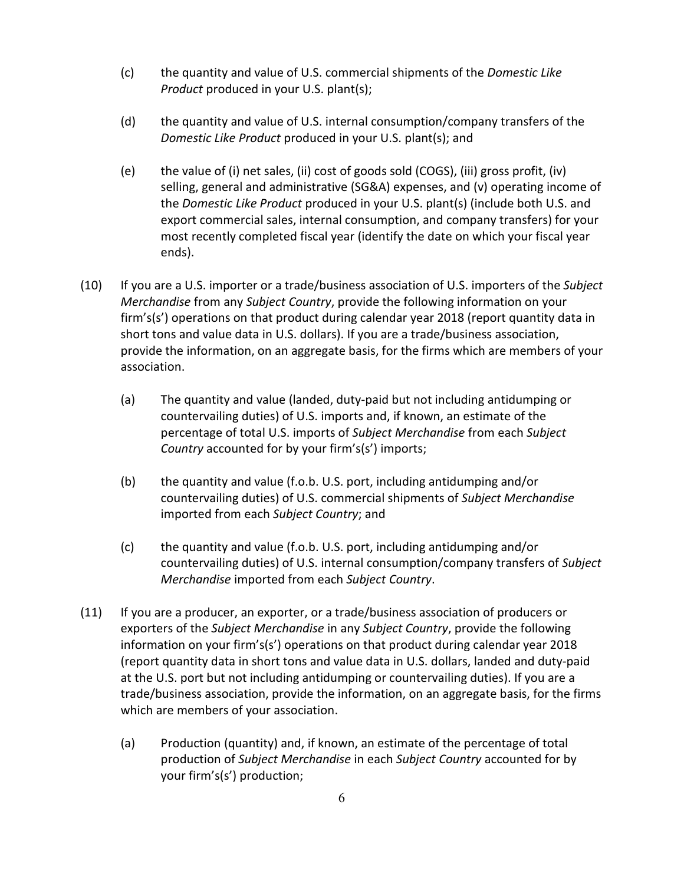(c) the quantity and value of U.S. commercial shipments of the *Domestic Like Product* produced in your U.S. plant(s);

(d) the quantity and value of U.S. internal consumption/company transfers of the *Domestic Like Product* produced in your U.S. plant(s); and

(e) the value of (i) net sales, (ii) cost of goods sold (COGS), (iii) gross profit, (iv) selling, general and administrative (SG&A) expenses, and (v) operating income of the *Domestic Like Product* produced in your U.S. plant(s) (include both U.S. and export commercial sales, internal consumption, and company transfers) for your most recently completed fiscal year (identify the date on which your fiscal year ends).

(10) If you are a U.S. importer or a trade/business association of U.S. importers of the *Subject Merchandise* from any *Subject Country*, provide the following information on your firm's(s') operations on that product during calendar year 2018 (report quantity data in short tons and value data in U.S. dollars). If you are a trade/business association, provide the information, on an aggregate basis, for the firms which are members of your association.

(a) The quantity and value (landed, duty-paid but not including antidumping or countervailing duties) of U.S. imports and, if known, an estimate of the percentage of total U.S. imports of *Subject Merchandise* from each *Subject Country* accounted for by your firm's(s') imports;

(b) the quantity and value (f.o.b. U.S. port, including antidumping and/or countervailing duties) of U.S. commercial shipments of *Subject Merchandise* imported from each *Subject Country*; and

(c) the quantity and value (f.o.b. U.S. port, including antidumping and/or countervailing duties) of U.S. internal consumption/company transfers of *Subject Merchandise* imported from each *Subject Country*.

(11) If you are a producer, an exporter, or a trade/business association of producers or exporters of the *Subject Merchandise* in any *Subject Country*, provide the following information on your firm's(s') operations on that product during calendar year 2018 (report quantity data in short tons and value data in U.S. dollars, landed and duty-paid at the U.S. port but not including antidumping or countervailing duties). If you are a trade/business association, provide the information, on an aggregate basis, for the firms which are members of your association.

(a) Production (quantity) and, if known, an estimate of the percentage of total production of *Subject Merchandise* in each *Subject Country* accounted for by your firm's(s') production;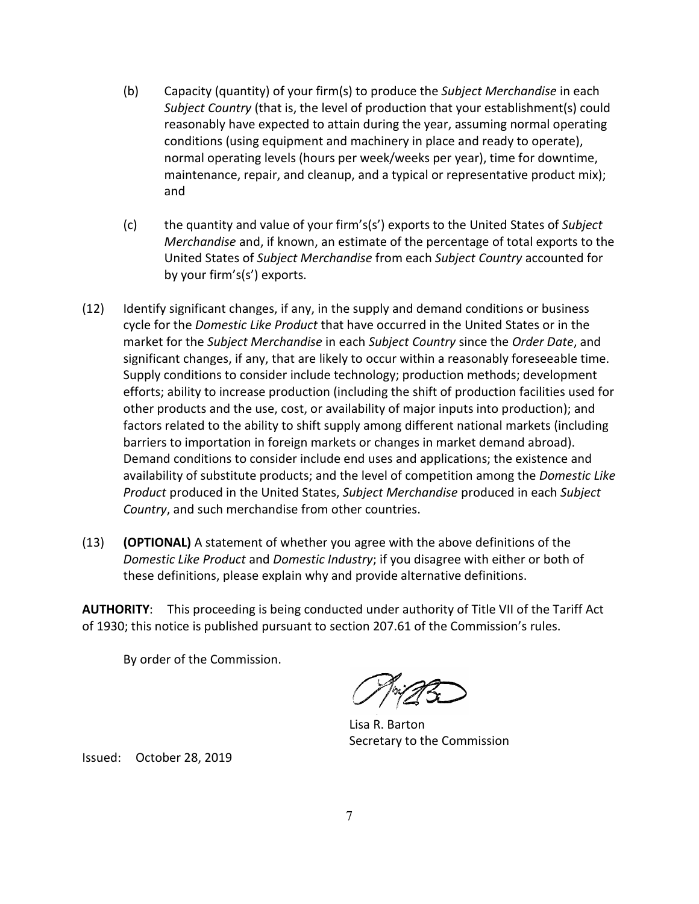(b) Capacity (quantity) of your firm(s) to produce the *Subject Merchandise* in each *Subject Country* (that is, the level of production that your establishment(s) could reasonably have expected to attain during the year, assuming normal operating conditions (using equipment and machinery in place and ready to operate), normal operating levels (hours per week/weeks per year), time for downtime, maintenance, repair, and cleanup, and a typical or representative product mix); and

(c) the quantity and value of your firm's(s') exports to the United States of *Subject Merchandise* and, if known, an estimate of the percentage of total exports to the United States of *Subject Merchandise* from each *Subject Country* accounted for by your firm's(s') exports.

(12) Identify significant changes, if any, in the supply and demand conditions or business cycle for the *Domestic Like Product* that have occurred in the United States or in the market for the *Subject Merchandise* in each *Subject Country* since the *Order Date*, and significant changes, if any, that are likely to occur within a reasonably foreseeable time. Supply conditions to consider include technology; production methods; development efforts; ability to increase production (including the shift of production facilities used for other products and the use, cost, or availability of major inputs into production); and factors related to the ability to shift supply among different national markets (including barriers to importation in foreign markets or changes in market demand abroad). Demand conditions to consider include end uses and applications; the existence and availability of substitute products; and the level of competition among the *Domestic Like Product* produced in the United States, *Subject Merchandise* produced in each *Subject Country*, and such merchandise from other countries.

(13) **(OPTIONAL)** A statement of whether you agree with the above definitions of the *Domestic Like Product* and *Domestic Industry*; if you disagree with either or both of these definitions, please explain why and provide alternative definitions.

**AUTHORITY**: This proceeding is being conducted under authority of Title VII of the Tariff Act of 1930; this notice is published pursuant to section 207.61 of the Commission's rules.

By order of the Commission.

Lisa R. Barton
Secretary to the Commission

Issued: October 28, 2019